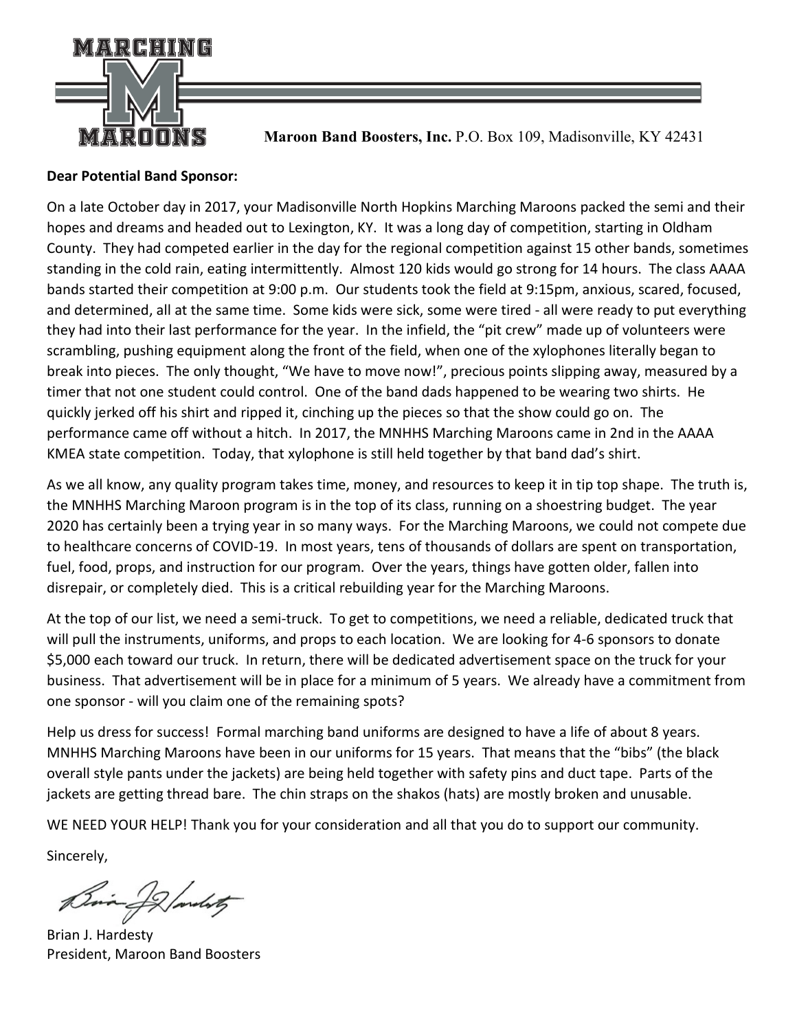**Maroon Band Boosters, Inc.** P.O. Box 109, Madisonville, KY 42431

**Dear Potential Band Sponsor:**

On a late October day in 2017, your Madisonville North Hopkins Marching Maroons packed the semi and their hopes and dreams and headed out to Lexington, KY. It was a long day of competition, starting in Oldham County. They had competed earlier in the day for the regional competition against 15 other bands, sometimes standing in the cold rain, eating intermittently. Almost 120 kids would go strong for 14 hours. The class AAAA bands started their competition at 9:00 p.m. Our students took the field at 9:15pm, anxious, scared, focused, and determined, all at the same time. Some kids were sick, some were tired - all were ready to put everything they had into their last performance for the year. In the infield, the "pit crew" made up of volunteers were scrambling, pushing equipment along the front of the field, when one of the xylophones literally began to break into pieces. The only thought, "We have to move now!", precious points slipping away, measured by a timer that not one student could control. One of the band dads happened to be wearing two shirts. He quickly jerked off his shirt and ripped it, cinching up the pieces so that the show could go on. The performance came off without a hitch. In 2017, the MNHHS Marching Maroons came in 2nd in the AAAA KMEA state competition. Today, that xylophone is still held together by that band dad's shirt.

As we all know, any quality program takes time, money, and resources to keep it in tip top shape. The truth is, the MNHHS Marching Maroon program is in the top of its class, running on a shoestring budget. The year 2020 has certainly been a trying year in so many ways. For the Marching Maroons, we could not compete due to healthcare concerns of COVID-19. In most years, tens of thousands of dollars are spent on transportation, fuel, food, props, and instruction for our program. Over the years, things have gotten older, fallen into disrepair, or completely died. This is a critical rebuilding year for the Marching Maroons.

At the top of our list, we need a semi-truck. To get to competitions, we need a reliable, dedicated truck that will pull the instruments, uniforms, and props to each location. We are looking for 4-6 sponsors to donate $5,000 each toward our truck. In return, there will be dedicated advertisement space on the truck for your business. That advertisement will be in place for a minimum of 5 years. We already have a commitment from one sponsor - will you claim one of the remaining spots?

Help us dress for success! Formal marching band uniforms are designed to have a life of about 8 years. MNHHS Marching Maroons have been in our uniforms for 15 years. That means that the "bibs" (the black overall style pants under the jackets) are being held together with safety pins and duct tape. Parts of the jackets are getting thread bare. The chin straps on the shakos (hats) are mostly broken and unusable.

WE NEED YOUR HELP! Thank you for your consideration and all that you do to support our community.

Sincerely,

Brian J. Hardesty
President, Maroon Band Boosters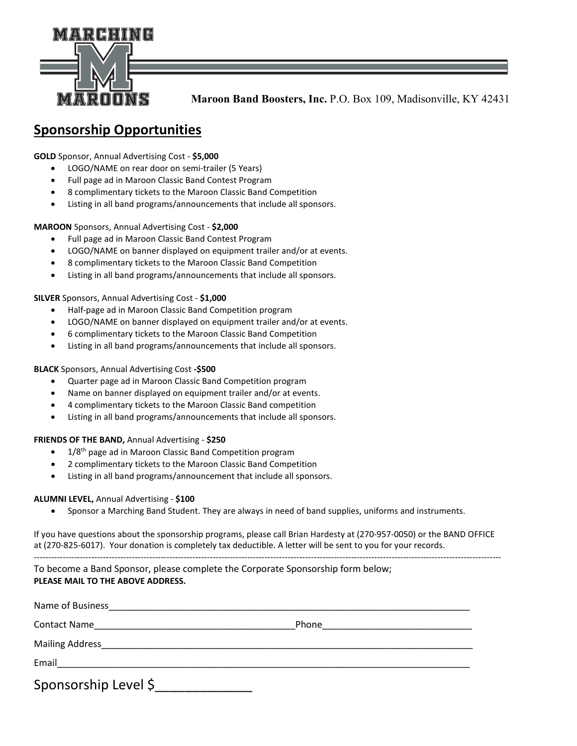MARCHING M MAROONS

**Maroon Band Boosters, Inc.** P.O. Box 109, Madisonville, KY 42431

## Sponsorship Opportunities

**GOLD** Sponsor, Annual Advertising Cost - **$5,000**

- LOGO/NAME on rear door on semi-trailer (5 Years)
- Full page ad in Maroon Classic Band Contest Program
- 8 complimentary tickets to the Maroon Classic Band Competition
- Listing in all band programs/announcements that include all sponsors.

**MAROON** Sponsors, Annual Advertising Cost - **$2,000**

- Full page ad in Maroon Classic Band Contest Program
- LOGO/NAME on banner displayed on equipment trailer and/or at events.
- 8 complimentary tickets to the Maroon Classic Band Competition
- Listing in all band programs/announcements that include all sponsors.

**SILVER** Sponsors, Annual Advertising Cost - **$1,000**

- Half-page ad in Maroon Classic Band Competition program
- LOGO/NAME on banner displayed on equipment trailer and/or at events.
- 6 complimentary tickets to the Maroon Classic Band Competition
- Listing in all band programs/announcements that include all sponsors.

**BLACK** Sponsors, Annual Advertising Cost **-$500**

- Quarter page ad in Maroon Classic Band Competition program
- Name on banner displayed on equipment trailer and/or at events.
- 4 complimentary tickets to the Maroon Classic Band competition
- Listing in all band programs/announcements that include all sponsors.

**FRIENDS OF THE BAND,** Annual Advertising - **$250**

- 1/8th page ad in Maroon Classic Band Competition program
- 2 complimentary tickets to the Maroon Classic Band Competition
- Listing in all band programs/announcement that include all sponsors.

**ALUMNI LEVEL,** Annual Advertising - **$100**

- Sponsor a Marching Band Student. They are always in need of band supplies, uniforms and instruments.

If you have questions about the sponsorship programs, please call Brian Hardesty at (270-957-0050) or the BAND OFFICE at (270-825-6017). Your donation is completely tax deductible. A letter will be sent to you for your records.

---

To become a Band Sponsor, please complete the Corporate Sponsorship form below;
**PLEASE MAIL TO THE ABOVE ADDRESS.**

Name of Business________________________________________________________________________

Contact Name_______________________________________Phone_____________________________

Mailing Address__________________________________________________________________________

Email______________________________________________________________________________

Sponsorship Level $_____________